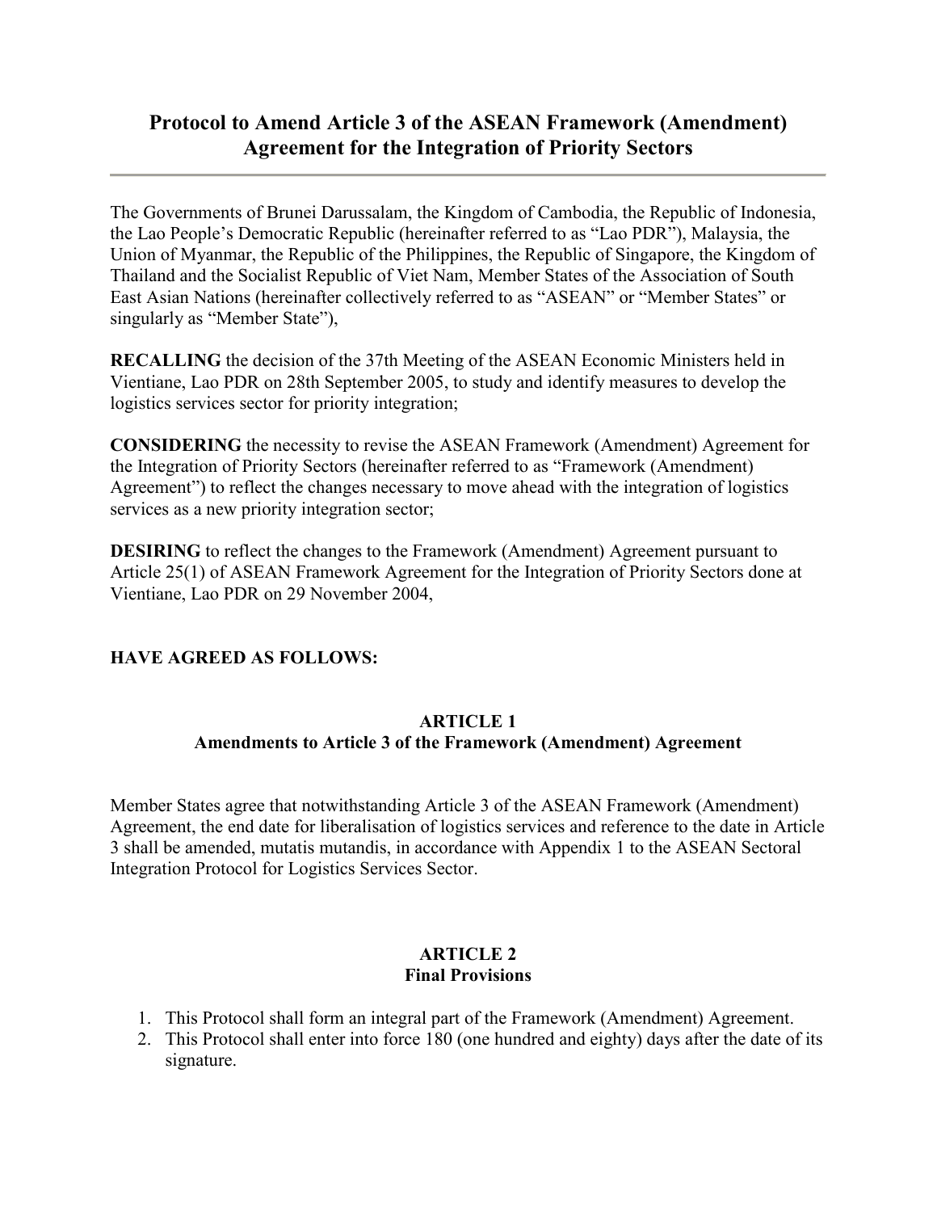# Protocol to Amend Article 3 of the ASEAN Framework (Amendment) Agreement for the Integration of Priority Sectors

The Governments of Brunei Darussalam, the Kingdom of Cambodia, the Republic of Indonesia, the Lao People's Democratic Republic (hereinafter referred to as "Lao PDR"), Malaysia, the Union of Myanmar, the Republic of the Philippines, the Republic of Singapore, the Kingdom of Thailand and the Socialist Republic of Viet Nam, Member States of the Association of South East Asian Nations (hereinafter collectively referred to as "ASEAN" or "Member States" or singularly as "Member State"),

**RECALLING** the decision of the 37th Meeting of the ASEAN Economic Ministers held in Vientiane, Lao PDR on 28th September 2005, to study and identify measures to develop the logistics services sector for priority integration;

**CONSIDERING** the necessity to revise the ASEAN Framework (Amendment) Agreement for the Integration of Priority Sectors (hereinafter referred to as "Framework (Amendment) Agreement") to reflect the changes necessary to move ahead with the integration of logistics services as a new priority integration sector;

**DESIRING** to reflect the changes to the Framework (Amendment) Agreement pursuant to Article 25(1) of ASEAN Framework Agreement for the Integration of Priority Sectors done at Vientiane, Lao PDR on 29 November 2004,

**HAVE AGREED AS FOLLOWS:**

## ARTICLE 1
## Amendments to Article 3 of the Framework (Amendment) Agreement

Member States agree that notwithstanding Article 3 of the ASEAN Framework (Amendment) Agreement, the end date for liberalisation of logistics services and reference to the date in Article 3 shall be amended, mutatis mutandis, in accordance with Appendix 1 to the ASEAN Sectoral Integration Protocol for Logistics Services Sector.

## ARTICLE 2
## Final Provisions

1. This Protocol shall form an integral part of the Framework (Amendment) Agreement.
2. This Protocol shall enter into force 180 (one hundred and eighty) days after the date of its signature.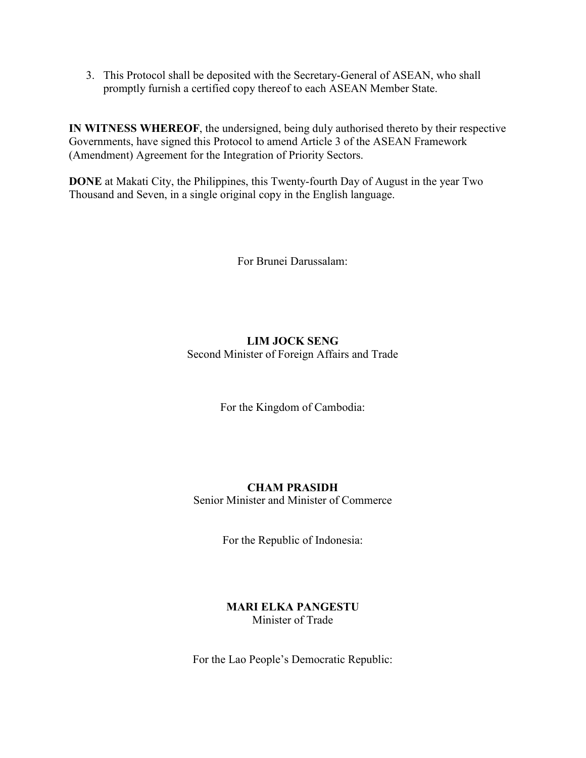3. This Protocol shall be deposited with the Secretary-General of ASEAN, who shall promptly furnish a certified copy thereof to each ASEAN Member State.

**IN WITNESS WHEREOF**, the undersigned, being duly authorised thereto by their respective Governments, have signed this Protocol to amend Article 3 of the ASEAN Framework (Amendment) Agreement for the Integration of Priority Sectors.

**DONE** at Makati City, the Philippines, this Twenty-fourth Day of August in the year Two Thousand and Seven, in a single original copy in the English language.

For Brunei Darussalam:

**LIM JOCK SENG**
Second Minister of Foreign Affairs and Trade

For the Kingdom of Cambodia:

**CHAM PRASIDH**
Senior Minister and Minister of Commerce

For the Republic of Indonesia:

**MARI ELKA PANGESTU**
Minister of Trade

For the Lao People's Democratic Republic: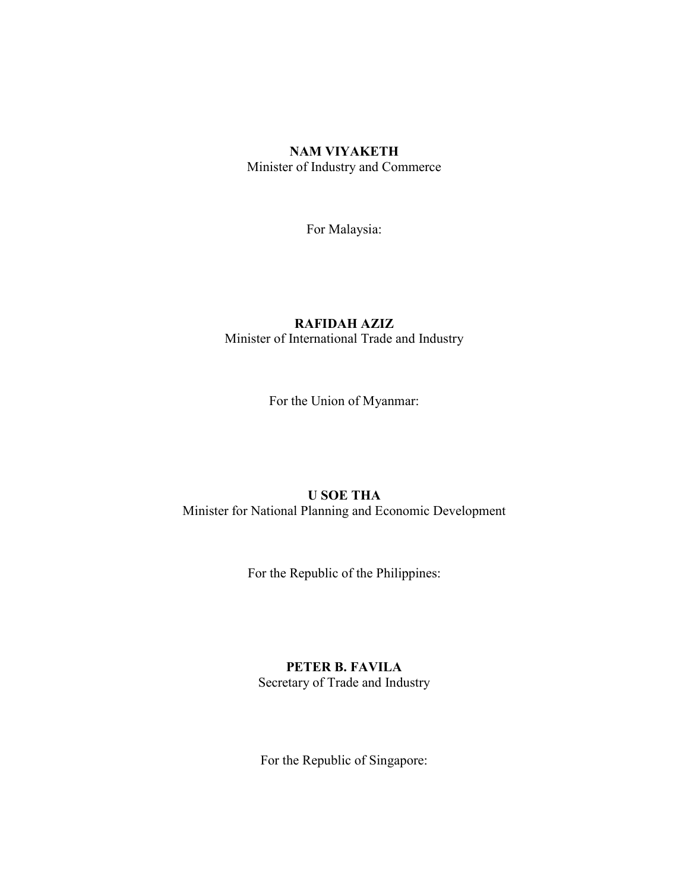**NAM VIYAKETH**
Minister of Industry and Commerce

For Malaysia:

**RAFIDAH AZIZ**
Minister of International Trade and Industry

For the Union of Myanmar:

**U SOE THA**
Minister for National Planning and Economic Development

For the Republic of the Philippines:

**PETER B. FAVILA**
Secretary of Trade and Industry

For the Republic of Singapore: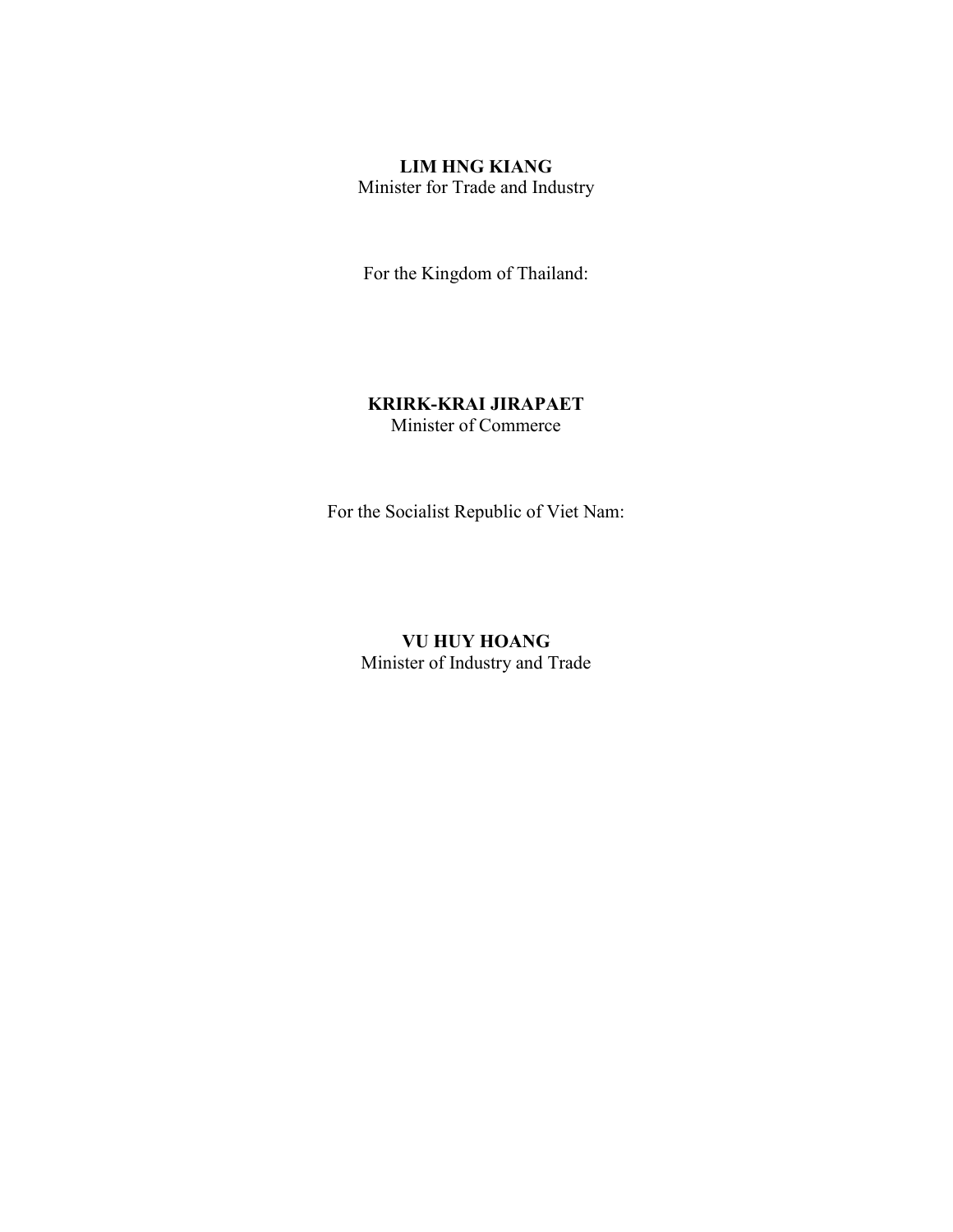**LIM HNG KIANG**
Minister for Trade and Industry

For the Kingdom of Thailand:

**KRIRK-KRAI JIRAPAET**
Minister of Commerce

For the Socialist Republic of Viet Nam:

**VU HUY HOANG**
Minister of Industry and Trade